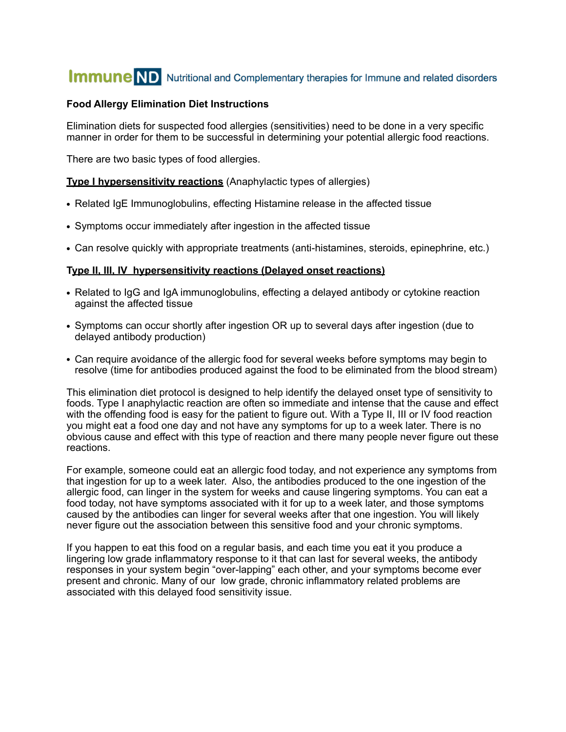**Immune ND** Nutritional and Complementary therapies for Immune and related disorders

**Food Allergy Elimination Diet Instructions**

Elimination diets for suspected food allergies (sensitivities) need to be done in a very specific manner in order for them to be successful in determining your potential allergic food reactions.

There are two basic types of food allergies.

**Type I hypersensitivity reactions** (Anaphylactic types of allergies)

- Related IgE Immunoglobulins, effecting Histamine release in the affected tissue
- Symptoms occur immediately after ingestion in the affected tissue
- Can resolve quickly with appropriate treatments (anti-histamines, steroids, epinephrine, etc.)

**Type II, III, IV  hypersensitivity reactions (Delayed onset reactions)**

- Related to IgG and IgA immunoglobulins, effecting a delayed antibody or cytokine reaction against the affected tissue
- Symptoms can occur shortly after ingestion OR up to several days after ingestion (due to delayed antibody production)
- Can require avoidance of the allergic food for several weeks before symptoms may begin to resolve (time for antibodies produced against the food to be eliminated from the blood stream)

This elimination diet protocol is designed to help identify the delayed onset type of sensitivity to foods. Type I anaphylactic reaction are often so immediate and intense that the cause and effect with the offending food is easy for the patient to figure out. With a Type II, III or IV food reaction you might eat a food one day and not have any symptoms for up to a week later. There is no obvious cause and effect with this type of reaction and there many people never figure out these reactions.

For example, someone could eat an allergic food today, and not experience any symptoms from that ingestion for up to a week later.  Also, the antibodies produced to the one ingestion of the allergic food, can linger in the system for weeks and cause lingering symptoms. You can eat a food today, not have symptoms associated with it for up to a week later, and those symptoms caused by the antibodies can linger for several weeks after that one ingestion. You will likely never figure out the association between this sensitive food and your chronic symptoms.

If you happen to eat this food on a regular basis, and each time you eat it you produce a lingering low grade inflammatory response to it that can last for several weeks, the antibody responses in your system begin "over-lapping" each other, and your symptoms become ever present and chronic. Many of our  low grade, chronic inflammatory related problems are associated with this delayed food sensitivity issue.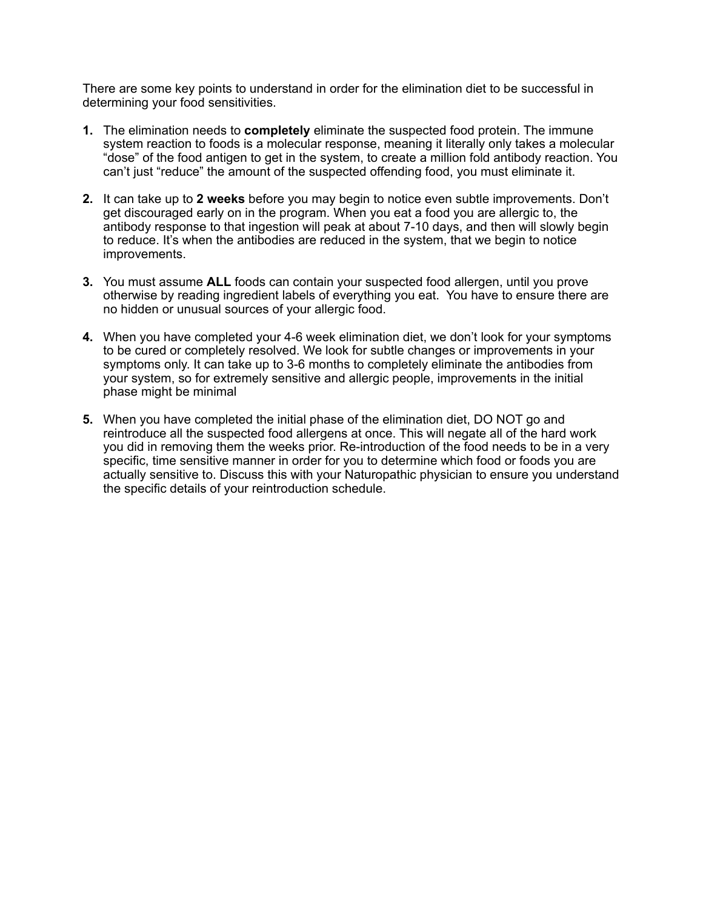There are some key points to understand in order for the elimination diet to be successful in determining your food sensitivities.

1. The elimination needs to **completely** eliminate the suspected food protein. The immune system reaction to foods is a molecular response, meaning it literally only takes a molecular "dose" of the food antigen to get in the system, to create a million fold antibody reaction. You can't just "reduce" the amount of the suspected offending food, you must eliminate it.

2. It can take up to **2 weeks** before you may begin to notice even subtle improvements. Don't get discouraged early on in the program. When you eat a food you are allergic to, the antibody response to that ingestion will peak at about 7-10 days, and then will slowly begin to reduce. It's when the antibodies are reduced in the system, that we begin to notice improvements.

3. You must assume **ALL** foods can contain your suspected food allergen, until you prove otherwise by reading ingredient labels of everything you eat. You have to ensure there are no hidden or unusual sources of your allergic food.

4. When you have completed your 4-6 week elimination diet, we don't look for your symptoms to be cured or completely resolved. We look for subtle changes or improvements in your symptoms only. It can take up to 3-6 months to completely eliminate the antibodies from your system, so for extremely sensitive and allergic people, improvements in the initial phase might be minimal

5. When you have completed the initial phase of the elimination diet, DO NOT go and reintroduce all the suspected food allergens at once. This will negate all of the hard work you did in removing them the weeks prior. Re-introduction of the food needs to be in a very specific, time sensitive manner in order for you to determine which food or foods you are actually sensitive to. Discuss this with your Naturopathic physician to ensure you understand the specific details of your reintroduction schedule.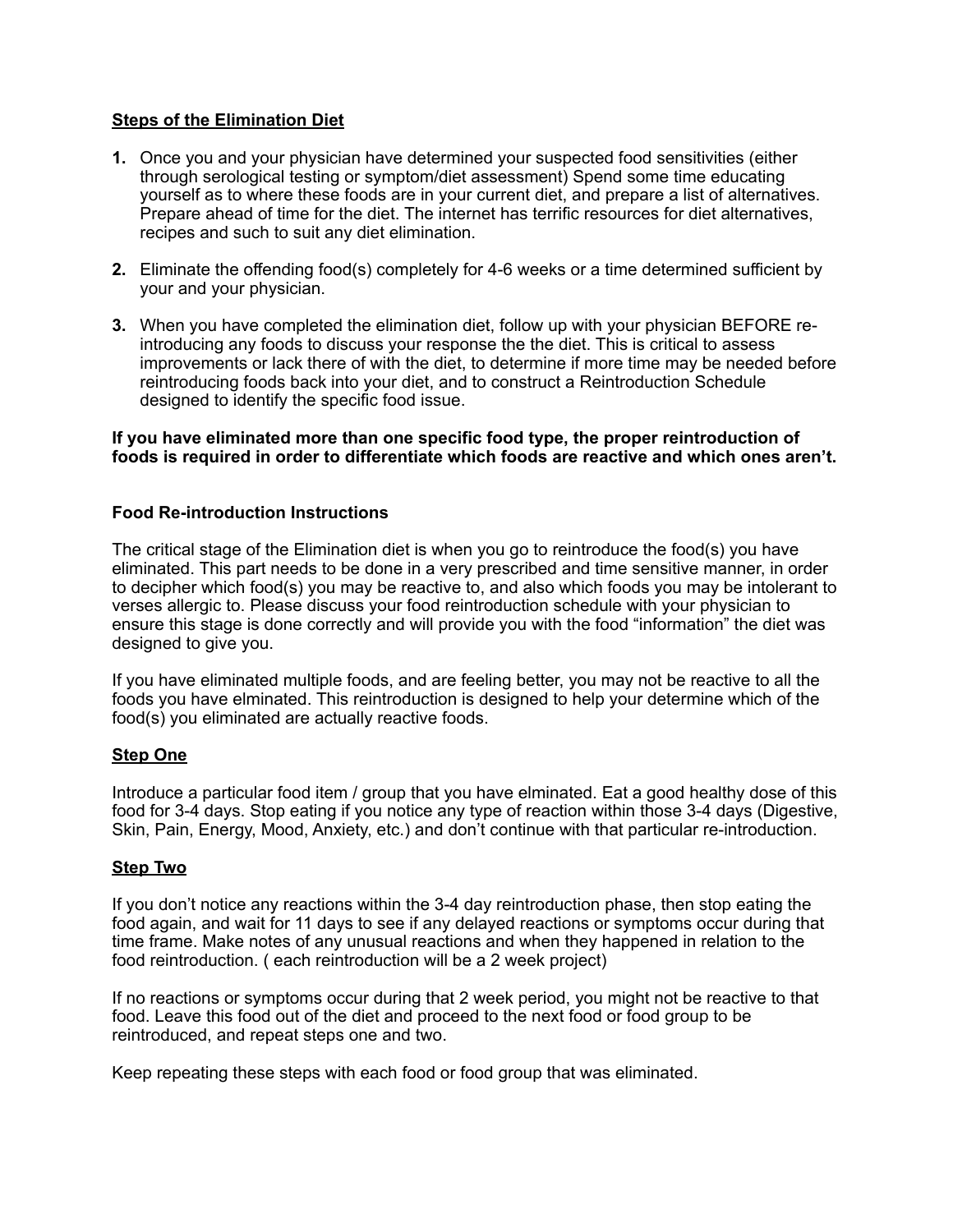**<u>Steps of the Elimination Diet</u>**

1. Once you and your physician have determined your suspected food sensitivities (either through serological testing or symptom/diet assessment) Spend some time educating yourself as to where these foods are in your current diet, and prepare a list of alternatives. Prepare ahead of time for the diet. The internet has terrific resources for diet alternatives, recipes and such to suit any diet elimination.

2. Eliminate the offending food(s) completely for 4-6 weeks or a time determined sufficient by your and your physician.

3. When you have completed the elimination diet, follow up with your physician BEFORE re-introducing any foods to discuss your response the the diet. This is critical to assess improvements or lack there of with the diet, to determine if more time may be needed before reintroducing foods back into your diet, and to construct a Reintroduction Schedule designed to identify the specific food issue.

**If you have eliminated more than one specific food type, the proper reintroduction of foods is required in order to differentiate which foods are reactive and which ones aren't.**

**Food Re-introduction Instructions**

The critical stage of the Elimination diet is when you go to reintroduce the food(s) you have eliminated. This part needs to be done in a very prescribed and time sensitive manner, in order to decipher which food(s) you may be reactive to, and also which foods you may be intolerant to verses allergic to. Please discuss your food reintroduction schedule with your physician to ensure this stage is done correctly and will provide you with the food "information" the diet was designed to give you.

If you have eliminated multiple foods, and are feeling better, you may not be reactive to all the foods you have elminated. This reintroduction is designed to help your determine which of the food(s) you eliminated are actually reactive foods.

**<u>Step One</u>**

Introduce a particular food item / group that you have elminated. Eat a good healthy dose of this food for 3-4 days. Stop eating if you notice any type of reaction within those 3-4 days (Digestive, Skin, Pain, Energy, Mood, Anxiety, etc.) and don't continue with that particular re-introduction.

**<u>Step Two</u>**

If you don't notice any reactions within the 3-4 day reintroduction phase, then stop eating the food again, and wait for 11 days to see if any delayed reactions or symptoms occur during that time frame. Make notes of any unusual reactions and when they happened in relation to the food reintroduction. ( each reintroduction will be a 2 week project)

If no reactions or symptoms occur during that 2 week period, you might not be reactive to that food. Leave this food out of the diet and proceed to the next food or food group to be reintroduced, and repeat steps one and two.

Keep repeating these steps with each food or food group that was eliminated.